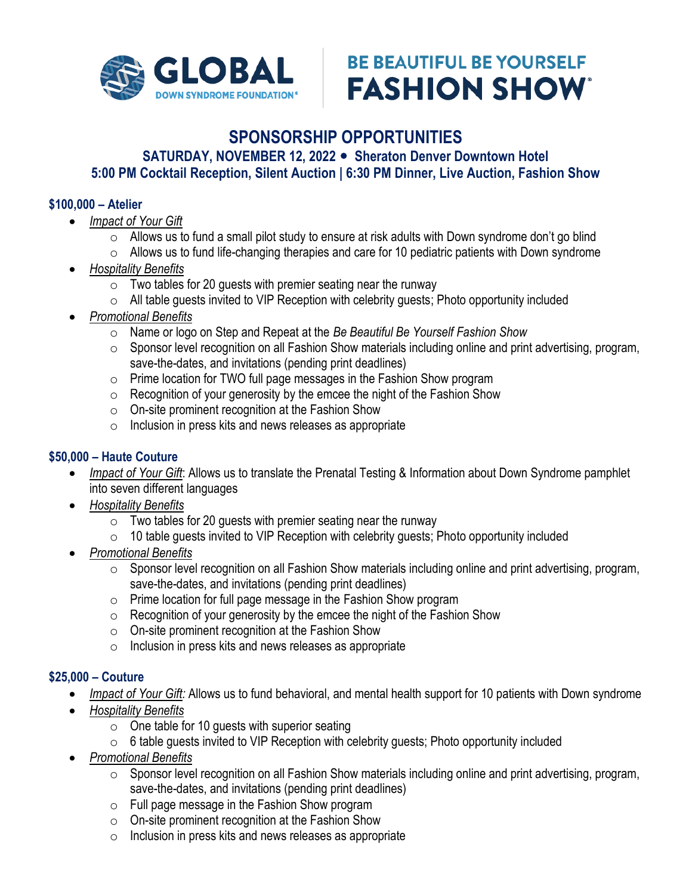GLOBAL DOWN SYNDROME FOUNDATION®

BE BEAUTIFUL BE YOURSELF **FASHION SHOW**®

# SPONSORSHIP OPPORTUNITIES

## SATURDAY, NOVEMBER 12, 2022 • Sheraton Denver Downtown Hotel
## 5:00 PM Cocktail Reception, Silent Auction | 6:30 PM Dinner, Live Auction, Fashion Show

### $100,000 – Atelier

- *Impact of Your Gift*
  - Allows us to fund a small pilot study to ensure at risk adults with Down syndrome don't go blind
  - Allows us to fund life-changing therapies and care for 10 pediatric patients with Down syndrome
- *Hospitality Benefits*
  - Two tables for 20 guests with premier seating near the runway
  - All table guests invited to VIP Reception with celebrity guests; Photo opportunity included
- *Promotional Benefits*
  - Name or logo on Step and Repeat at the *Be Beautiful Be Yourself Fashion Show*
  - Sponsor level recognition on all Fashion Show materials including online and print advertising, program, save-the-dates, and invitations (pending print deadlines)
  - Prime location for TWO full page messages in the Fashion Show program
  - Recognition of your generosity by the emcee the night of the Fashion Show
  - On-site prominent recognition at the Fashion Show
  - Inclusion in press kits and news releases as appropriate

### $50,000 – Haute Couture

- *Impact of Your Gift*: Allows us to translate the Prenatal Testing & Information about Down Syndrome pamphlet into seven different languages
- *Hospitality Benefits*
  - Two tables for 20 guests with premier seating near the runway
  - 10 table guests invited to VIP Reception with celebrity guests; Photo opportunity included
- *Promotional Benefits*
  - Sponsor level recognition on all Fashion Show materials including online and print advertising, program, save-the-dates, and invitations (pending print deadlines)
  - Prime location for full page message in the Fashion Show program
  - Recognition of your generosity by the emcee the night of the Fashion Show
  - On-site prominent recognition at the Fashion Show
  - Inclusion in press kits and news releases as appropriate

### $25,000 – Couture

- *Impact of Your Gift:* Allows us to fund behavioral, and mental health support for 10 patients with Down syndrome
- *Hospitality Benefits*
  - One table for 10 guests with superior seating
  - 6 table guests invited to VIP Reception with celebrity guests; Photo opportunity included
- *Promotional Benefits*
  - Sponsor level recognition on all Fashion Show materials including online and print advertising, program, save-the-dates, and invitations (pending print deadlines)
  - Full page message in the Fashion Show program
  - On-site prominent recognition at the Fashion Show
  - Inclusion in press kits and news releases as appropriate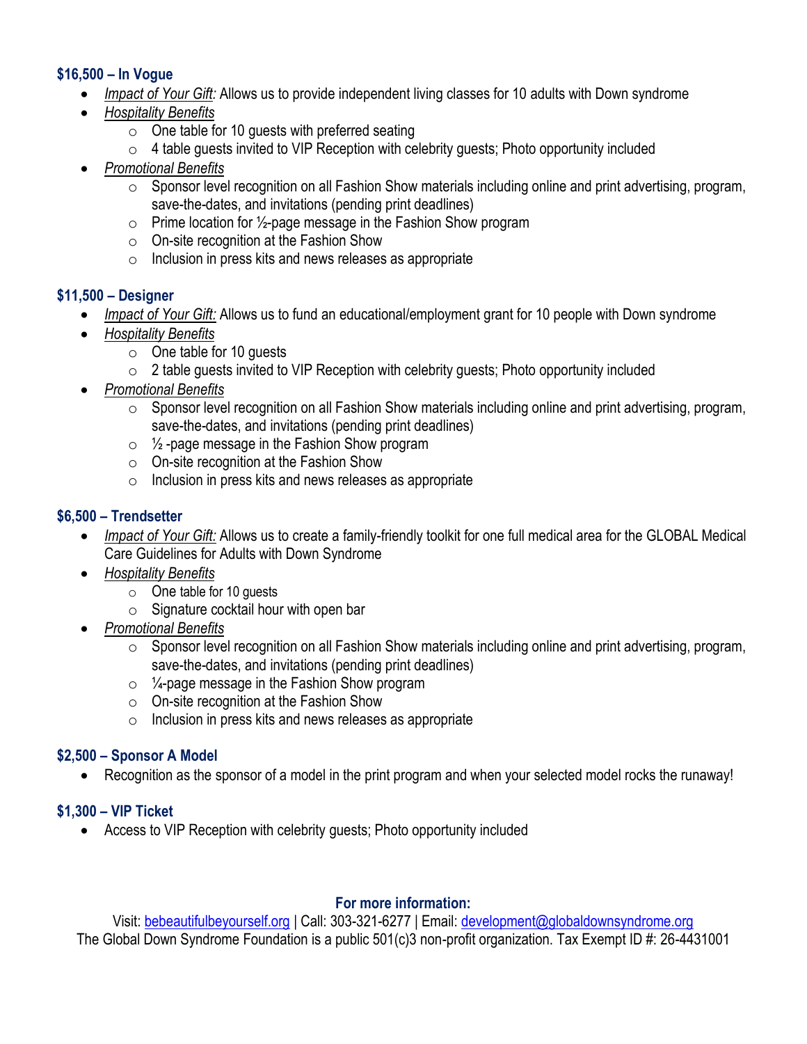**$16,500 – In Vogue**

- *Impact of Your Gift:* Allows us to provide independent living classes for 10 adults with Down syndrome
- *Hospitality Benefits*
  - One table for 10 guests with preferred seating
  - 4 table guests invited to VIP Reception with celebrity guests; Photo opportunity included
- *Promotional Benefits*
  - Sponsor level recognition on all Fashion Show materials including online and print advertising, program, save-the-dates, and invitations (pending print deadlines)
  - Prime location for ½-page message in the Fashion Show program
  - On-site recognition at the Fashion Show
  - Inclusion in press kits and news releases as appropriate

**$11,500 – Designer**

- *Impact of Your Gift:* Allows us to fund an educational/employment grant for 10 people with Down syndrome
- *Hospitality Benefits*
  - One table for 10 guests
  - 2 table guests invited to VIP Reception with celebrity guests; Photo opportunity included
- *Promotional Benefits*
  - Sponsor level recognition on all Fashion Show materials including online and print advertising, program, save-the-dates, and invitations (pending print deadlines)
  - ½ -page message in the Fashion Show program
  - On-site recognition at the Fashion Show
  - Inclusion in press kits and news releases as appropriate

**$6,500 – Trendsetter**

- *Impact of Your Gift:* Allows us to create a family-friendly toolkit for one full medical area for the GLOBAL Medical Care Guidelines for Adults with Down Syndrome
- *Hospitality Benefits*
  - One table for 10 guests
  - Signature cocktail hour with open bar
- *Promotional Benefits*
  - Sponsor level recognition on all Fashion Show materials including online and print advertising, program, save-the-dates, and invitations (pending print deadlines)
  - ¼-page message in the Fashion Show program
  - On-site recognition at the Fashion Show
  - Inclusion in press kits and news releases as appropriate

**$2,500 – Sponsor A Model**

- Recognition as the sponsor of a model in the print program and when your selected model rocks the runaway!

**$1,300 – VIP Ticket**

- Access to VIP Reception with celebrity guests; Photo opportunity included

**For more information:**

Visit: bebeautifulbeyourself.org | Call: 303-321-6277 | Email: development@globaldownsyndrome.org
The Global Down Syndrome Foundation is a public 501(c)3 non-profit organization. Tax Exempt ID #: 26-4431001